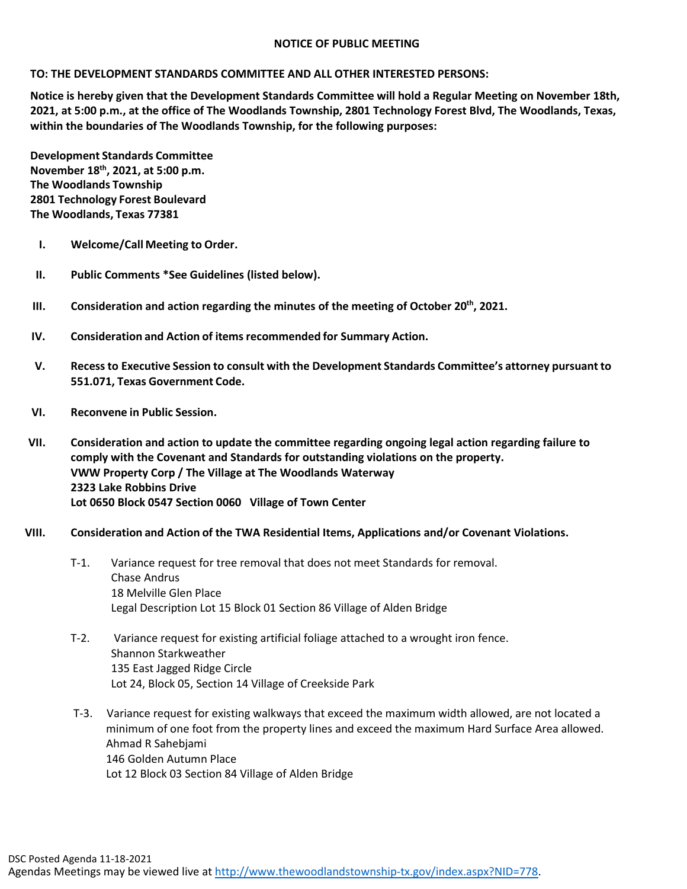# NOTICE OF PUBLIC MEETING

**TO: THE DEVELOPMENT STANDARDS COMMITTEE AND ALL OTHER INTERESTED PERSONS:**

**Notice is hereby given that the Development Standards Committee will hold a Regular Meeting on November 18th, 2021, at 5:00 p.m., at the office of The Woodlands Township, 2801 Technology Forest Blvd, The Woodlands, Texas, within the boundaries of The Woodlands Township, for the following purposes:**

**Development Standards Committee**
**November 18th, 2021, at 5:00 p.m.**
**The Woodlands Township**
**2801 Technology Forest Boulevard**
**The Woodlands, Texas 77381**

I. **Welcome/Call Meeting to Order.**

II. **Public Comments *See Guidelines (listed below).**

III. **Consideration and action regarding the minutes of the meeting of October 20th, 2021.**

IV. **Consideration and Action of items recommended for Summary Action.**

V. **Recess to Executive Session to consult with the Development Standards Committee's attorney pursuant to 551.071, Texas Government Code.**

VI. **Reconvene in Public Session.**

VII. **Consideration and action to update the committee regarding ongoing legal action regarding failure to comply with the Covenant and Standards for outstanding violations on the property.**
**VWW Property Corp / The Village at The Woodlands Waterway**
**2323 Lake Robbins Drive**
**Lot 0650 Block 0547 Section 0060 Village of Town Center**

VIII. **Consideration and Action of the TWA Residential Items, Applications and/or Covenant Violations.**

T-1. Variance request for tree removal that does not meet Standards for removal.
Chase Andrus
18 Melville Glen Place
Legal Description Lot 15 Block 01 Section 86 Village of Alden Bridge

T-2. Variance request for existing artificial foliage attached to a wrought iron fence.
Shannon Starkweather
135 East Jagged Ridge Circle
Lot 24, Block 05, Section 14 Village of Creekside Park

T-3. Variance request for existing walkways that exceed the maximum width allowed, are not located a minimum of one foot from the property lines and exceed the maximum Hard Surface Area allowed.
Ahmad R Sahebjami
146 Golden Autumn Place
Lot 12 Block 03 Section 84 Village of Alden Bridge

DSC Posted Agenda 11-18-2021
Agendas Meetings may be viewed live at http://www.thewoodlandstownship-tx.gov/index.aspx?NID=778.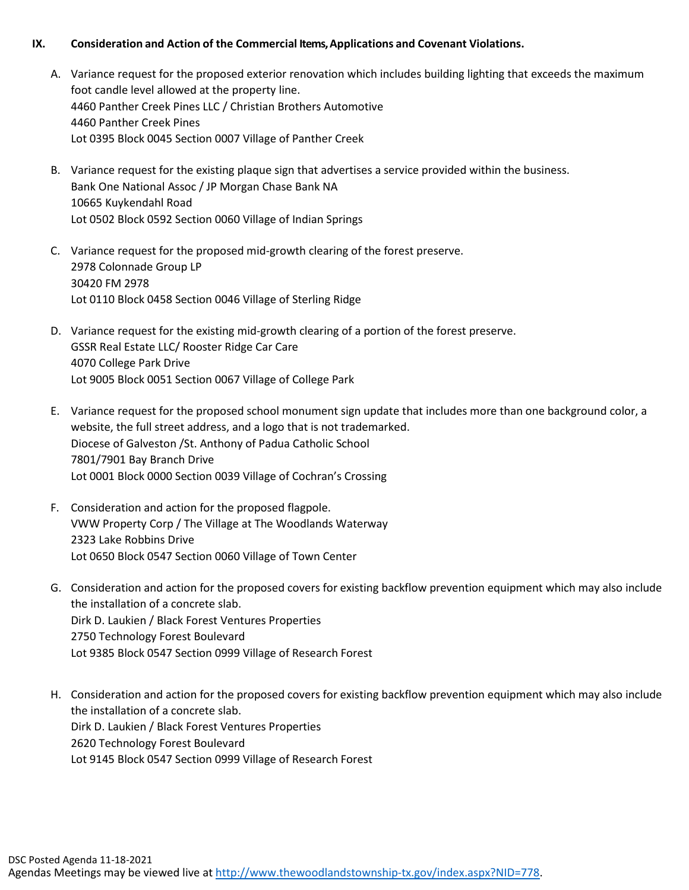## IX. Consideration and Action of the Commercial Items, Applications and Covenant Violations.

A. Variance request for the proposed exterior renovation which includes building lighting that exceeds the maximum foot candle level allowed at the property line.
4460 Panther Creek Pines LLC / Christian Brothers Automotive
4460 Panther Creek Pines
Lot 0395 Block 0045 Section 0007 Village of Panther Creek

B. Variance request for the existing plaque sign that advertises a service provided within the business.
Bank One National Assoc / JP Morgan Chase Bank NA
10665 Kuykendahl Road
Lot 0502 Block 0592 Section 0060 Village of Indian Springs

C. Variance request for the proposed mid-growth clearing of the forest preserve.
2978 Colonnade Group LP
30420 FM 2978
Lot 0110 Block 0458 Section 0046 Village of Sterling Ridge

D. Variance request for the existing mid-growth clearing of a portion of the forest preserve.
GSSR Real Estate LLC/ Rooster Ridge Car Care
4070 College Park Drive
Lot 9005 Block 0051 Section 0067 Village of College Park

E. Variance request for the proposed school monument sign update that includes more than one background color, a website, the full street address, and a logo that is not trademarked.
Diocese of Galveston /St. Anthony of Padua Catholic School
7801/7901 Bay Branch Drive
Lot 0001 Block 0000 Section 0039 Village of Cochran's Crossing

F. Consideration and action for the proposed flagpole.
VWW Property Corp / The Village at The Woodlands Waterway
2323 Lake Robbins Drive
Lot 0650 Block 0547 Section 0060 Village of Town Center

G. Consideration and action for the proposed covers for existing backflow prevention equipment which may also include the installation of a concrete slab.
Dirk D. Laukien / Black Forest Ventures Properties
2750 Technology Forest Boulevard
Lot 9385 Block 0547 Section 0999 Village of Research Forest

H. Consideration and action for the proposed covers for existing backflow prevention equipment which may also include the installation of a concrete slab.
Dirk D. Laukien / Black Forest Ventures Properties
2620 Technology Forest Boulevard
Lot 9145 Block 0547 Section 0999 Village of Research Forest

DSC Posted Agenda 11-18-2021
Agendas Meetings may be viewed live at http://www.thewoodlandstownship-tx.gov/index.aspx?NID=778.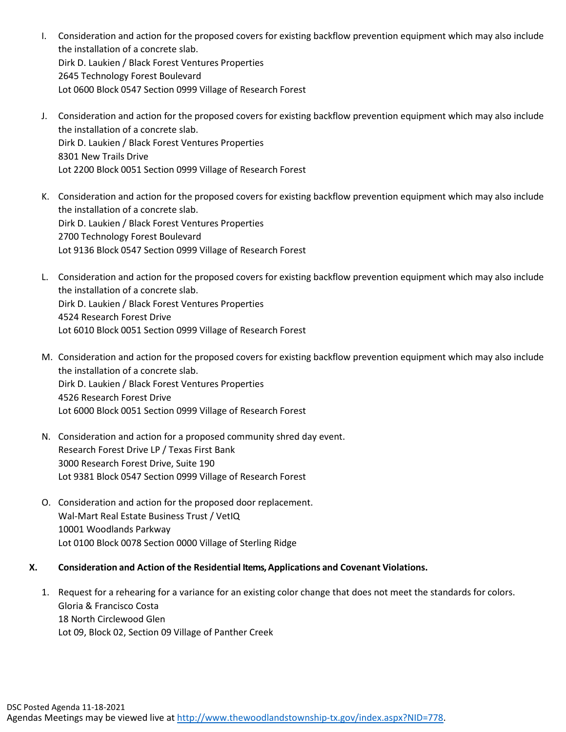I. Consideration and action for the proposed covers for existing backflow prevention equipment which may also include the installation of a concrete slab.
   Dirk D. Laukien / Black Forest Ventures Properties
   2645 Technology Forest Boulevard
   Lot 0600 Block 0547 Section 0999 Village of Research Forest

J. Consideration and action for the proposed covers for existing backflow prevention equipment which may also include the installation of a concrete slab.
   Dirk D. Laukien / Black Forest Ventures Properties
   8301 New Trails Drive
   Lot 2200 Block 0051 Section 0999 Village of Research Forest

K. Consideration and action for the proposed covers for existing backflow prevention equipment which may also include the installation of a concrete slab.
   Dirk D. Laukien / Black Forest Ventures Properties
   2700 Technology Forest Boulevard
   Lot 9136 Block 0547 Section 0999 Village of Research Forest

L. Consideration and action for the proposed covers for existing backflow prevention equipment which may also include the installation of a concrete slab.
   Dirk D. Laukien / Black Forest Ventures Properties
   4524 Research Forest Drive
   Lot 6010 Block 0051 Section 0999 Village of Research Forest

M. Consideration and action for the proposed covers for existing backflow prevention equipment which may also include the installation of a concrete slab.
   Dirk D. Laukien / Black Forest Ventures Properties
   4526 Research Forest Drive
   Lot 6000 Block 0051 Section 0999 Village of Research Forest

N. Consideration and action for a proposed community shred day event.
   Research Forest Drive LP / Texas First Bank
   3000 Research Forest Drive, Suite 190
   Lot 9381 Block 0547 Section 0999 Village of Research Forest

O. Consideration and action for the proposed door replacement.
   Wal-Mart Real Estate Business Trust / VetIQ
   10001 Woodlands Parkway
   Lot 0100 Block 0078 Section 0000 Village of Sterling Ridge

**X. Consideration and Action of the Residential Items, Applications and Covenant Violations.**

1. Request for a rehearing for a variance for an existing color change that does not meet the standards for colors.
   Gloria & Francisco Costa
   18 North Circlewood Glen
   Lot 09, Block 02, Section 09 Village of Panther Creek

DSC Posted Agenda 11-18-2021
Agendas Meetings may be viewed live at http://www.thewoodlandstownship-tx.gov/index.aspx?NID=778.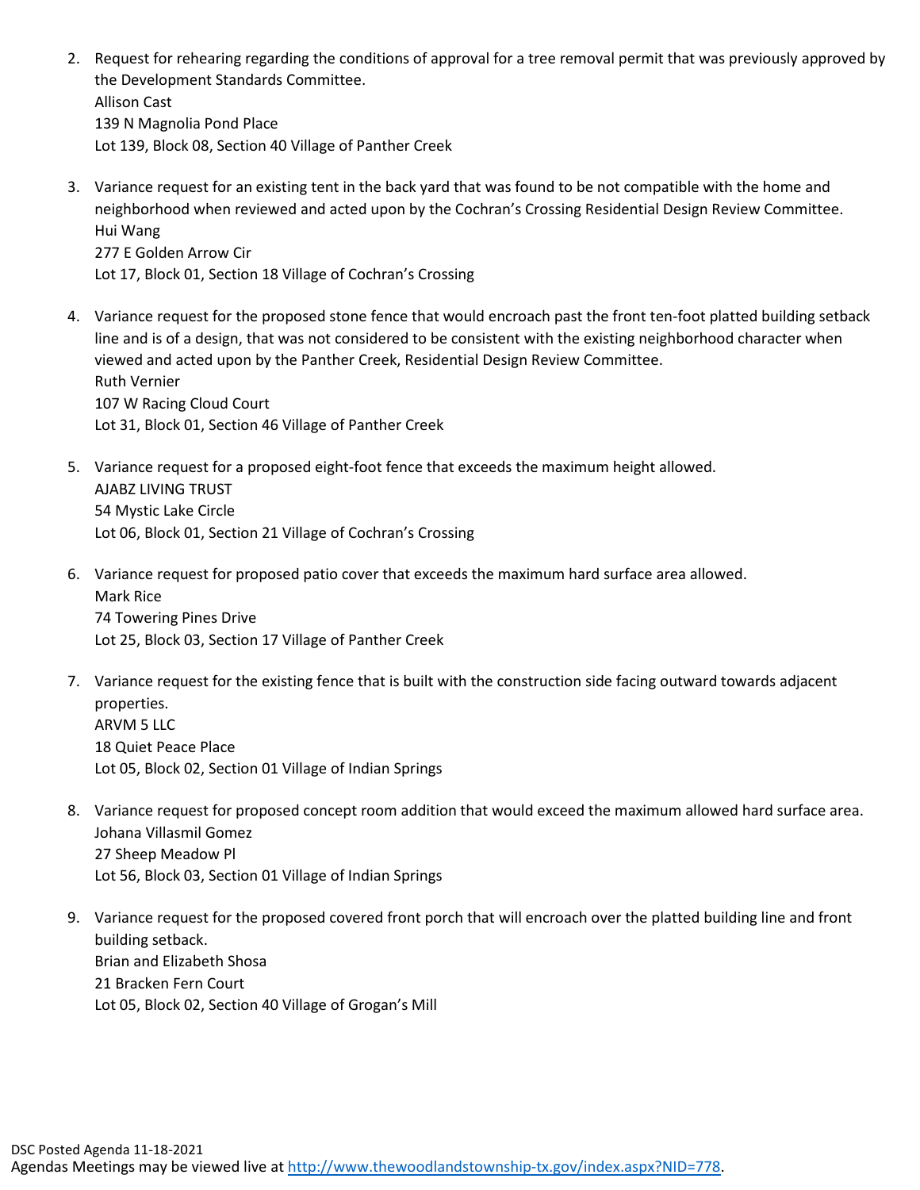2. Request for rehearing regarding the conditions of approval for a tree removal permit that was previously approved by the Development Standards Committee.
   Allison Cast
   139 N Magnolia Pond Place
   Lot 139, Block 08, Section 40 Village of Panther Creek

3. Variance request for an existing tent in the back yard that was found to be not compatible with the home and neighborhood when reviewed and acted upon by the Cochran's Crossing Residential Design Review Committee.
   Hui Wang
   277 E Golden Arrow Cir
   Lot 17, Block 01, Section 18 Village of Cochran's Crossing

4. Variance request for the proposed stone fence that would encroach past the front ten-foot platted building setback line and is of a design, that was not considered to be consistent with the existing neighborhood character when viewed and acted upon by the Panther Creek, Residential Design Review Committee.
   Ruth Vernier
   107 W Racing Cloud Court
   Lot 31, Block 01, Section 46 Village of Panther Creek

5. Variance request for a proposed eight-foot fence that exceeds the maximum height allowed.
   AJABZ LIVING TRUST
   54 Mystic Lake Circle
   Lot 06, Block 01, Section 21 Village of Cochran's Crossing

6. Variance request for proposed patio cover that exceeds the maximum hard surface area allowed.
   Mark Rice
   74 Towering Pines Drive
   Lot 25, Block 03, Section 17 Village of Panther Creek

7. Variance request for the existing fence that is built with the construction side facing outward towards adjacent properties.
   ARVM 5 LLC
   18 Quiet Peace Place
   Lot 05, Block 02, Section 01 Village of Indian Springs

8. Variance request for proposed concept room addition that would exceed the maximum allowed hard surface area.
   Johana Villasmil Gomez
   27 Sheep Meadow Pl
   Lot 56, Block 03, Section 01 Village of Indian Springs

9. Variance request for the proposed covered front porch that will encroach over the platted building line and front building setback.
   Brian and Elizabeth Shosa
   21 Bracken Fern Court
   Lot 05, Block 02, Section 40 Village of Grogan's Mill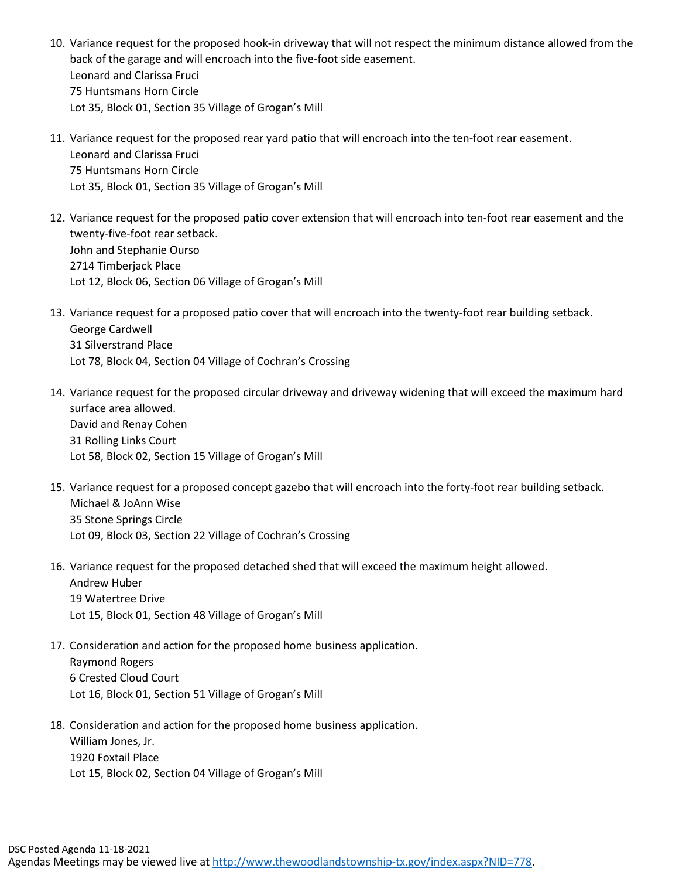10. Variance request for the proposed hook-in driveway that will not respect the minimum distance allowed from the back of the garage and will encroach into the five-foot side easement.  
    Leonard and Clarissa Fruci  
    75 Huntsmans Horn Circle  
    Lot 35, Block 01, Section 35 Village of Grogan's Mill

11. Variance request for the proposed rear yard patio that will encroach into the ten-foot rear easement.  
    Leonard and Clarissa Fruci  
    75 Huntsmans Horn Circle  
    Lot 35, Block 01, Section 35 Village of Grogan's Mill

12. Variance request for the proposed patio cover extension that will encroach into ten-foot rear easement and the twenty-five-foot rear setback.  
    John and Stephanie Ourso  
    2714 Timberjack Place  
    Lot 12, Block 06, Section 06 Village of Grogan's Mill

13. Variance request for a proposed patio cover that will encroach into the twenty-foot rear building setback.  
    George Cardwell  
    31 Silverstrand Place  
    Lot 78, Block 04, Section 04 Village of Cochran's Crossing

14. Variance request for the proposed circular driveway and driveway widening that will exceed the maximum hard surface area allowed.  
    David and Renay Cohen  
    31 Rolling Links Court  
    Lot 58, Block 02, Section 15 Village of Grogan's Mill

15. Variance request for a proposed concept gazebo that will encroach into the forty-foot rear building setback.  
    Michael & JoAnn Wise  
    35 Stone Springs Circle  
    Lot 09, Block 03, Section 22 Village of Cochran's Crossing

16. Variance request for the proposed detached shed that will exceed the maximum height allowed.  
    Andrew Huber  
    19 Watertree Drive  
    Lot 15, Block 01, Section 48 Village of Grogan's Mill

17. Consideration and action for the proposed home business application.  
    Raymond Rogers  
    6 Crested Cloud Court  
    Lot 16, Block 01, Section 51 Village of Grogan's Mill

18. Consideration and action for the proposed home business application.  
    William Jones, Jr.  
    1920 Foxtail Place  
    Lot 15, Block 02, Section 04 Village of Grogan's Mill

DSC Posted Agenda 11-18-2021  
Agendas Meetings may be viewed live at http://www.thewoodlandstownship-tx.gov/index.aspx?NID=778.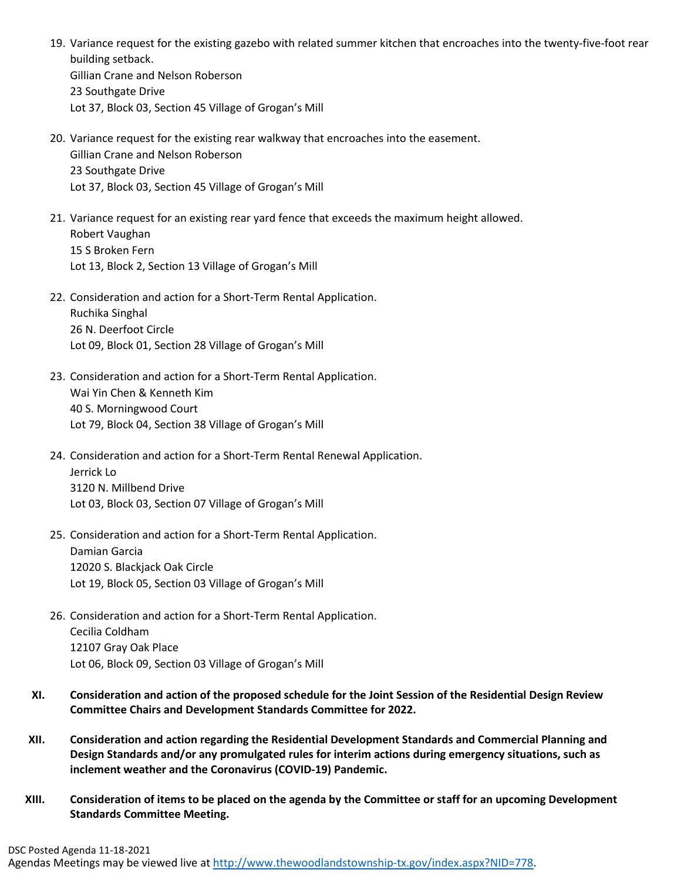19. Variance request for the existing gazebo with related summer kitchen that encroaches into the twenty-five-foot rear building setback.
    Gillian Crane and Nelson Roberson
    23 Southgate Drive
    Lot 37, Block 03, Section 45 Village of Grogan's Mill

20. Variance request for the existing rear walkway that encroaches into the easement.
    Gillian Crane and Nelson Roberson
    23 Southgate Drive
    Lot 37, Block 03, Section 45 Village of Grogan's Mill

21. Variance request for an existing rear yard fence that exceeds the maximum height allowed.
    Robert Vaughan
    15 S Broken Fern
    Lot 13, Block 2, Section 13 Village of Grogan's Mill

22. Consideration and action for a Short-Term Rental Application.
    Ruchika Singhal
    26 N. Deerfoot Circle
    Lot 09, Block 01, Section 28 Village of Grogan's Mill

23. Consideration and action for a Short-Term Rental Application.
    Wai Yin Chen & Kenneth Kim
    40 S. Morningwood Court
    Lot 79, Block 04, Section 38 Village of Grogan's Mill

24. Consideration and action for a Short-Term Rental Renewal Application.
    Jerrick Lo
    3120 N. Millbend Drive
    Lot 03, Block 03, Section 07 Village of Grogan's Mill

25. Consideration and action for a Short-Term Rental Application.
    Damian Garcia
    12020 S. Blackjack Oak Circle
    Lot 19, Block 05, Section 03 Village of Grogan's Mill

26. Consideration and action for a Short-Term Rental Application.
    Cecilia Coldham
    12107 Gray Oak Place
    Lot 06, Block 09, Section 03 Village of Grogan's Mill

**XI. Consideration and action of the proposed schedule for the Joint Session of the Residential Design Review Committee Chairs and Development Standards Committee for 2022.**

**XII. Consideration and action regarding the Residential Development Standards and Commercial Planning and Design Standards and/or any promulgated rules for interim actions during emergency situations, such as inclement weather and the Coronavirus (COVID-19) Pandemic.**

**XIII. Consideration of items to be placed on the agenda by the Committee or staff for an upcoming Development Standards Committee Meeting.**

DSC Posted Agenda 11-18-2021
Agendas Meetings may be viewed live at http://www.thewoodlandstownship-tx.gov/index.aspx?NID=778.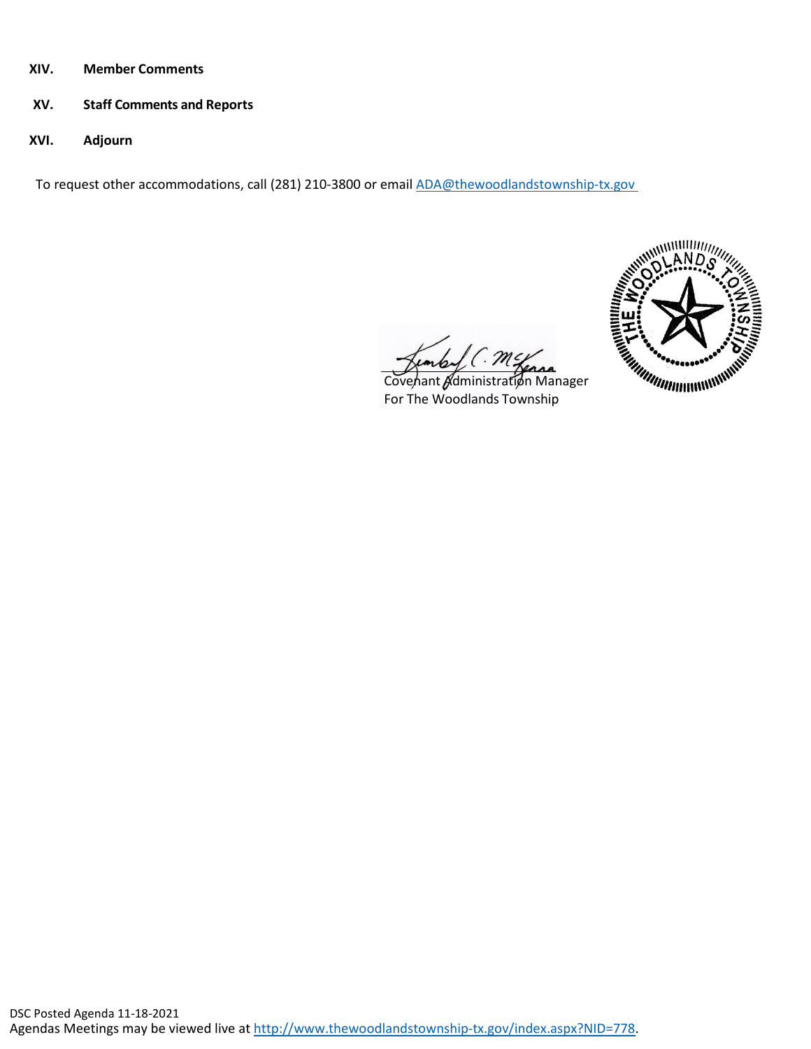**XIV. Member Comments**

**XV. Staff Comments and Reports**

**XVI. Adjourn**

To request other accommodations, call (281) 210-3800 or email ADA@thewoodlandstownship-tx.gov

Covenant Administration Manager
For The Woodlands Township

DSC Posted Agenda 11-18-2021
Agendas Meetings may be viewed live at http://www.thewoodlandstownship-tx.gov/index.aspx?NID=778.